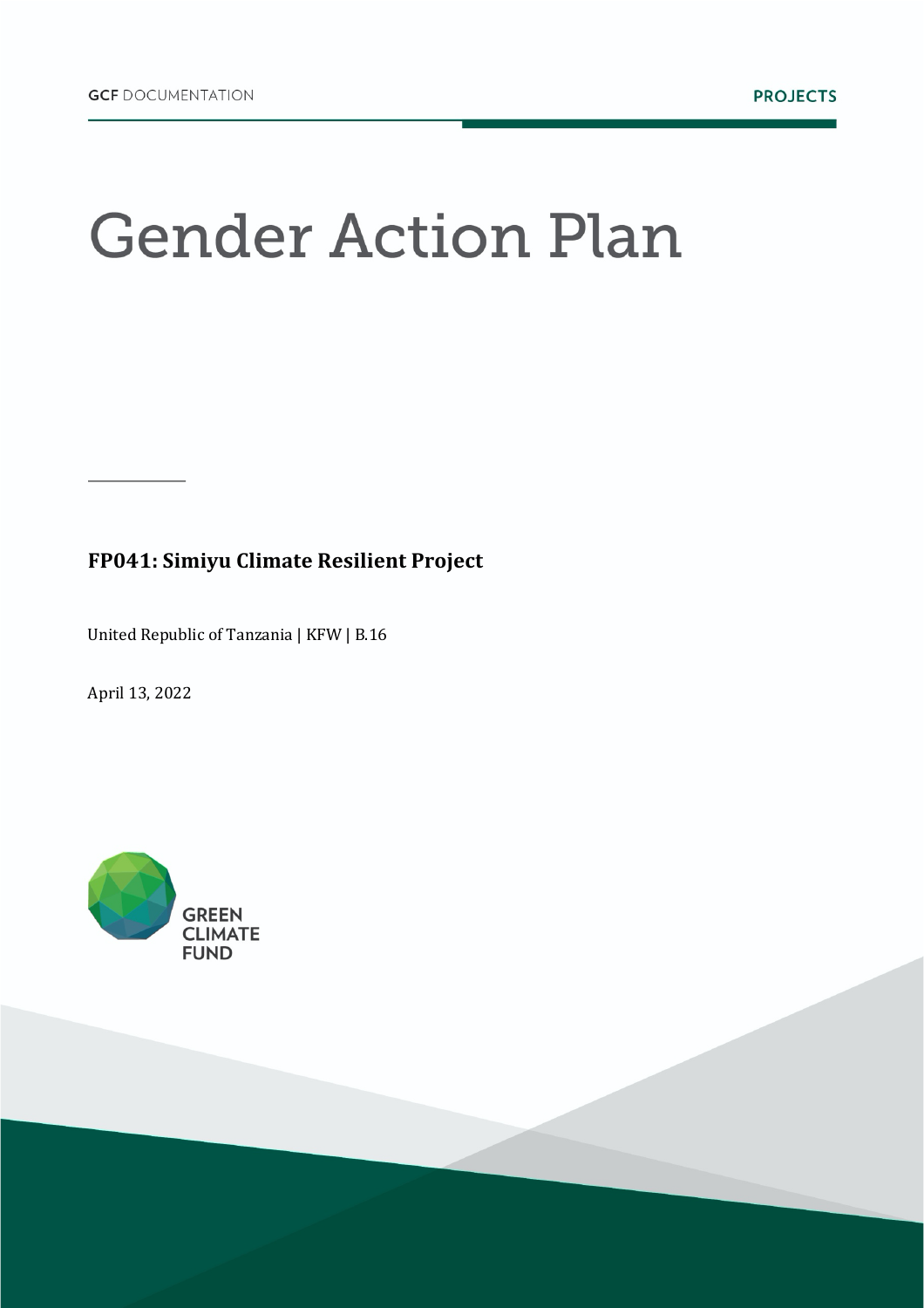GCF DOCUMENTATION

PROJECTS

# Gender Action Plan

**FP041: Simiyu Climate Resilient Project**

United Republic of Tanzania | KFW | B.16

April 13, 2022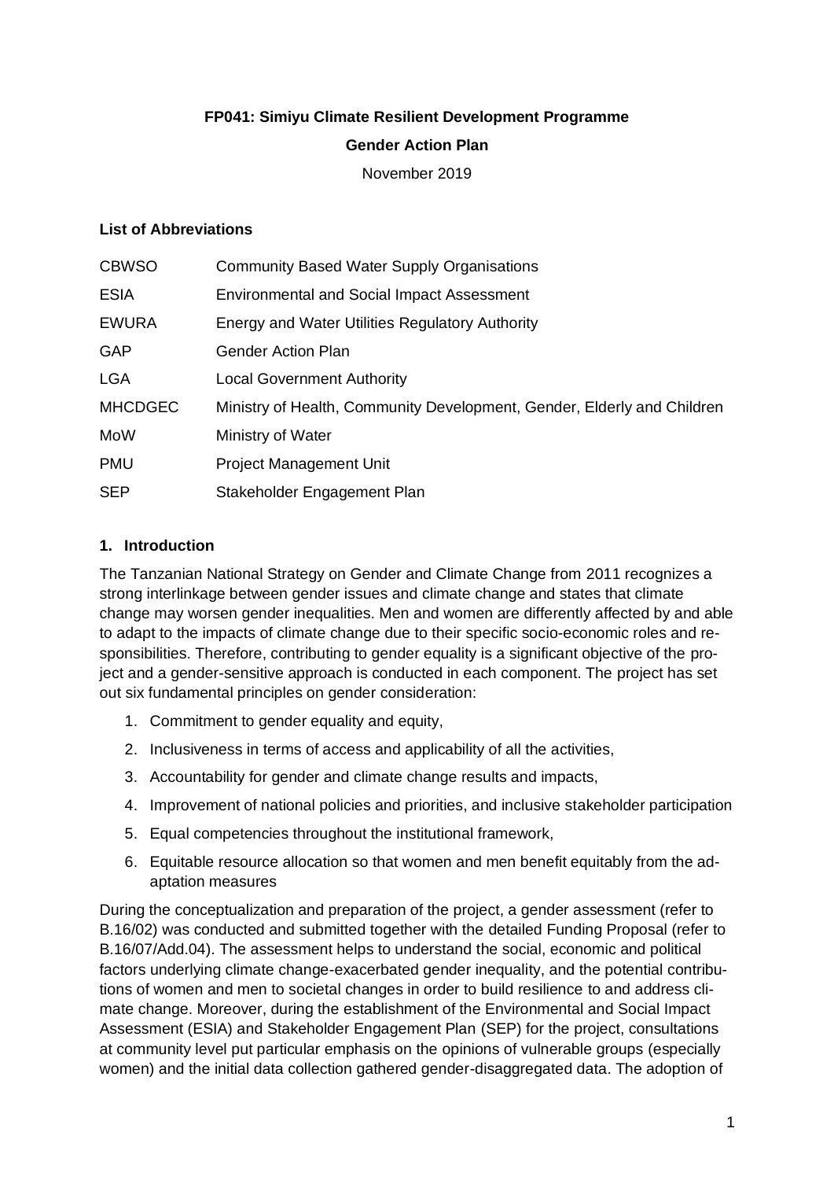**FP041: Simiyu Climate Resilient Development Programme**

**Gender Action Plan**

November 2019

**List of Abbreviations**

| | |
|---|---|
| CBWSO | Community Based Water Supply Organisations |
| ESIA | Environmental and Social Impact Assessment |
| EWURA | Energy and Water Utilities Regulatory Authority |
| GAP | Gender Action Plan |
| LGA | Local Government Authority |
| MHCDGEC | Ministry of Health, Community Development, Gender, Elderly and Children |
| MoW | Ministry of Water |
| PMU | Project Management Unit |
| SEP | Stakeholder Engagement Plan |

## 1. Introduction

The Tanzanian National Strategy on Gender and Climate Change from 2011 recognizes a strong interlinkage between gender issues and climate change and states that climate change may worsen gender inequalities. Men and women are differently affected by and able to adapt to the impacts of climate change due to their specific socio-economic roles and responsibilities. Therefore, contributing to gender equality is a significant objective of the project and a gender-sensitive approach is conducted in each component. The project has set out six fundamental principles on gender consideration:

1. Commitment to gender equality and equity,
2. Inclusiveness in terms of access and applicability of all the activities,
3. Accountability for gender and climate change results and impacts,
4. Improvement of national policies and priorities, and inclusive stakeholder participation
5. Equal competencies throughout the institutional framework,
6. Equitable resource allocation so that women and men benefit equitably from the adaptation measures

During the conceptualization and preparation of the project, a gender assessment (refer to B.16/02) was conducted and submitted together with the detailed Funding Proposal (refer to B.16/07/Add.04). The assessment helps to understand the social, economic and political factors underlying climate change-exacerbated gender inequality, and the potential contributions of women and men to societal changes in order to build resilience to and address climate change. Moreover, during the establishment of the Environmental and Social Impact Assessment (ESIA) and Stakeholder Engagement Plan (SEP) for the project, consultations at community level put particular emphasis on the opinions of vulnerable groups (especially women) and the initial data collection gathered gender-disaggregated data. The adoption of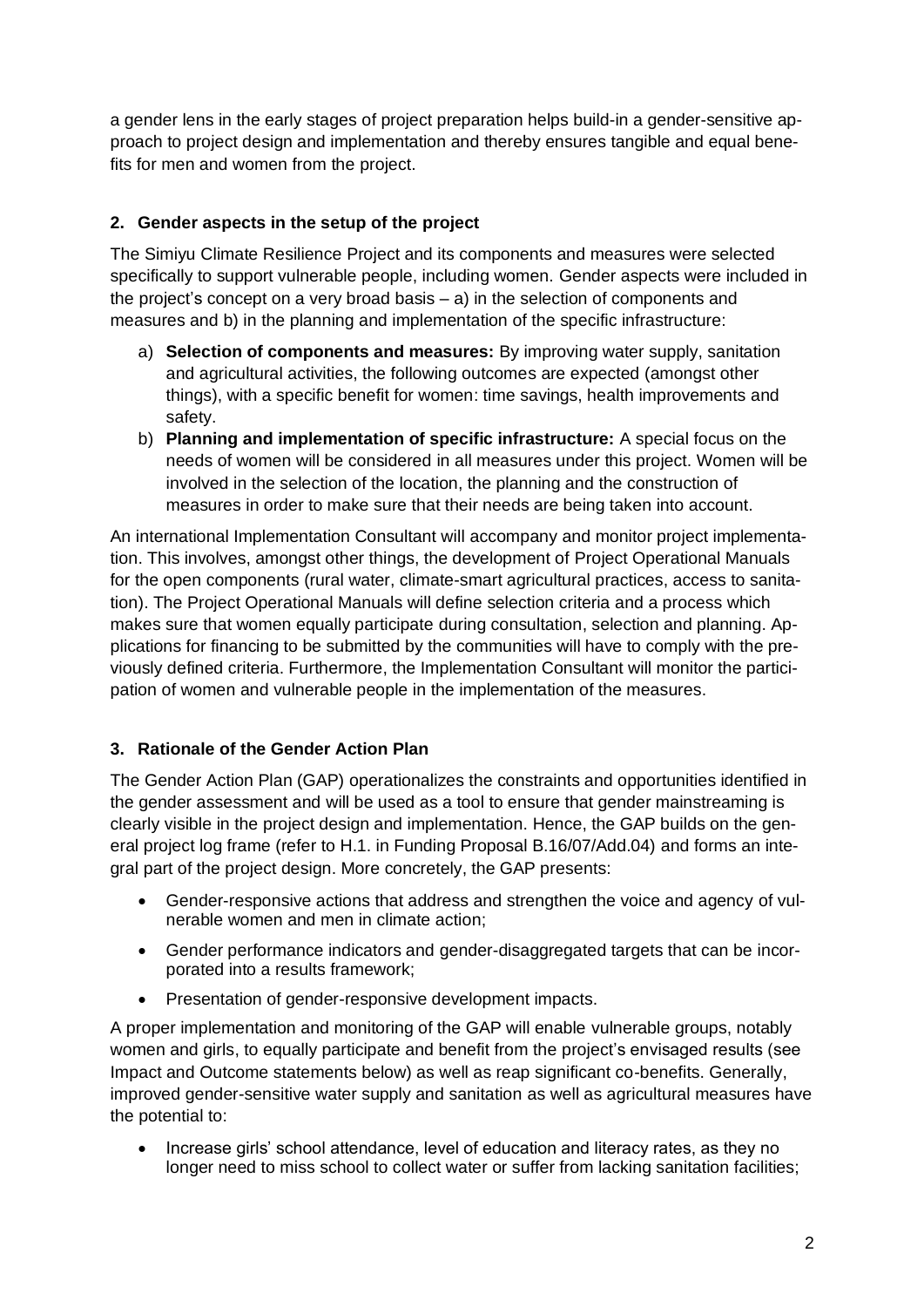a gender lens in the early stages of project preparation helps build-in a gender-sensitive approach to project design and implementation and thereby ensures tangible and equal benefits for men and women from the project.

## 2. Gender aspects in the setup of the project

The Simiyu Climate Resilience Project and its components and measures were selected specifically to support vulnerable people, including women. Gender aspects were included in the project's concept on a very broad basis – a) in the selection of components and measures and b) in the planning and implementation of the specific infrastructure:

a) **Selection of components and measures:** By improving water supply, sanitation and agricultural activities, the following outcomes are expected (amongst other things), with a specific benefit for women: time savings, health improvements and safety.

b) **Planning and implementation of specific infrastructure:** A special focus on the needs of women will be considered in all measures under this project. Women will be involved in the selection of the location, the planning and the construction of measures in order to make sure that their needs are being taken into account.

An international Implementation Consultant will accompany and monitor project implementation. This involves, amongst other things, the development of Project Operational Manuals for the open components (rural water, climate-smart agricultural practices, access to sanitation). The Project Operational Manuals will define selection criteria and a process which makes sure that women equally participate during consultation, selection and planning. Applications for financing to be submitted by the communities will have to comply with the previously defined criteria. Furthermore, the Implementation Consultant will monitor the participation of women and vulnerable people in the implementation of the measures.

## 3. Rationale of the Gender Action Plan

The Gender Action Plan (GAP) operationalizes the constraints and opportunities identified in the gender assessment and will be used as a tool to ensure that gender mainstreaming is clearly visible in the project design and implementation. Hence, the GAP builds on the general project log frame (refer to H.1. in Funding Proposal B.16/07/Add.04) and forms an integral part of the project design. More concretely, the GAP presents:

- Gender-responsive actions that address and strengthen the voice and agency of vulnerable women and men in climate action;
- Gender performance indicators and gender-disaggregated targets that can be incorporated into a results framework;
- Presentation of gender-responsive development impacts.

A proper implementation and monitoring of the GAP will enable vulnerable groups, notably women and girls, to equally participate and benefit from the project's envisaged results (see Impact and Outcome statements below) as well as reap significant co-benefits. Generally, improved gender-sensitive water supply and sanitation as well as agricultural measures have the potential to:

- Increase girls' school attendance, level of education and literacy rates, as they no longer need to miss school to collect water or suffer from lacking sanitation facilities;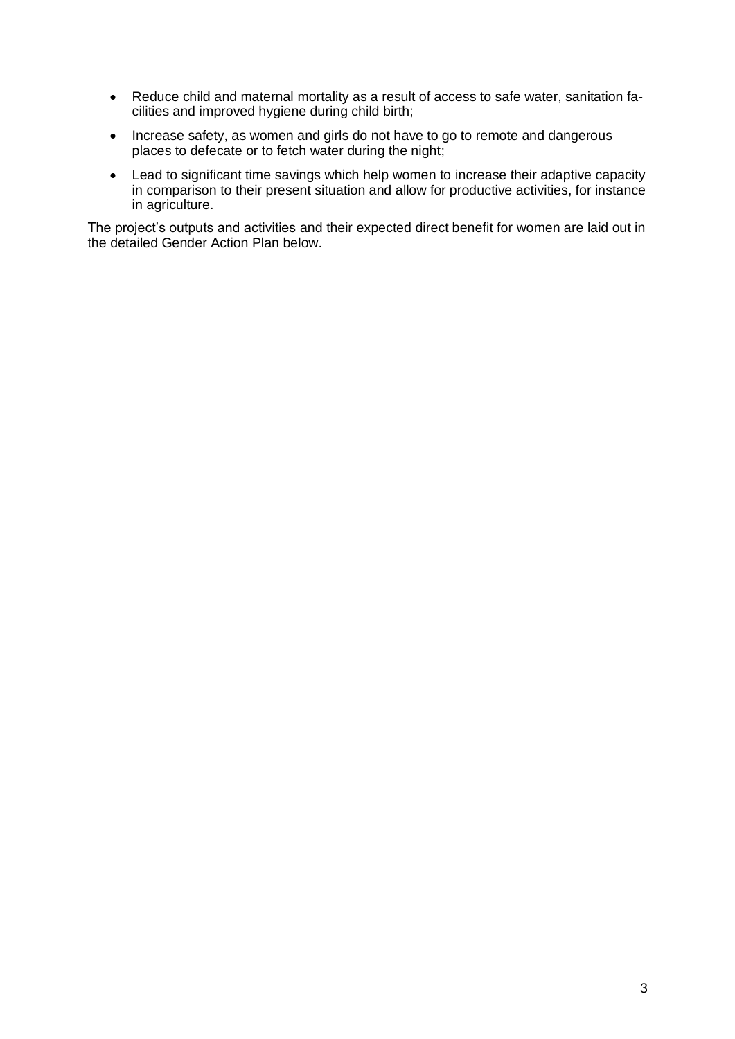- Reduce child and maternal mortality as a result of access to safe water, sanitation facilities and improved hygiene during child birth;
- Increase safety, as women and girls do not have to go to remote and dangerous places to defecate or to fetch water during the night;
- Lead to significant time savings which help women to increase their adaptive capacity in comparison to their present situation and allow for productive activities, for instance in agriculture.

The project's outputs and activities and their expected direct benefit for women are laid out in the detailed Gender Action Plan below.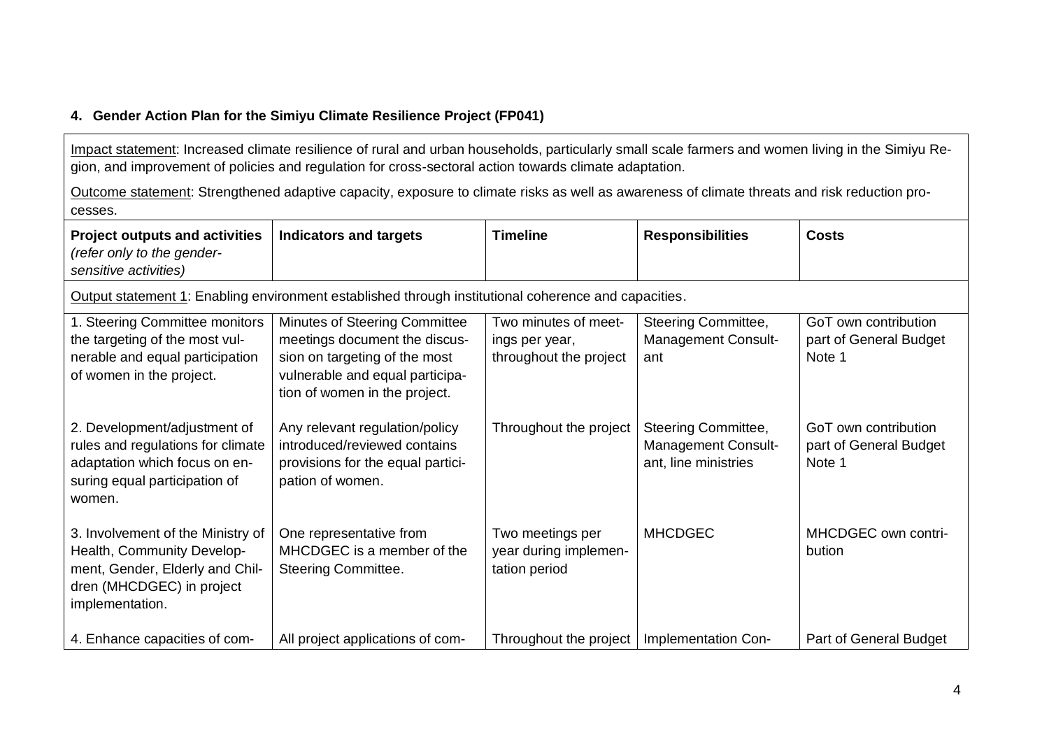## 4. Gender Action Plan for the Simiyu Climate Resilience Project (FP041)

Impact statement: Increased climate resilience of rural and urban households, particularly small scale farmers and women living in the Simiyu Region, and improvement of policies and regulation for cross-sectoral action towards climate adaptation.

Outcome statement: Strengthened adaptive capacity, exposure to climate risks as well as awareness of climate threats and risk reduction processes.

| **Project outputs and activities** *(refer only to the gender-sensitive activities)* | **Indicators and targets** | **Timeline** | **Responsibilities** | **Costs** |
|---|---|---|---|---|
| Output statement 1: Enabling environment established through institutional coherence and capacities. | | | | |
| 1. Steering Committee monitors the targeting of the most vulnerable and equal participation of women in the project. | Minutes of Steering Committee meetings document the discussion on targeting of the most vulnerable and equal participation of women in the project. | Two minutes of meetings per year, throughout the project | Steering Committee, Management Consultant | GoT own contribution part of General Budget Note 1 |
| 2. Development/adjustment of rules and regulations for climate adaptation which focus on ensuring equal participation of women. | Any relevant regulation/policy introduced/reviewed contains provisions for the equal participation of women. | Throughout the project | Steering Committee, Management Consultant, line ministries | GoT own contribution part of General Budget Note 1 |
| 3. Involvement of the Ministry of Health, Community Development, Gender, Elderly and Children (MHCDGEC) in project implementation. | One representative from MHCDGEC is a member of the Steering Committee. | Two meetings per year during implementation period | MHCDGEC | MHCDGEC own contribution |
| 4. Enhance capacities of com- | All project applications of com- | Throughout the project | Implementation Con- | Part of General Budget |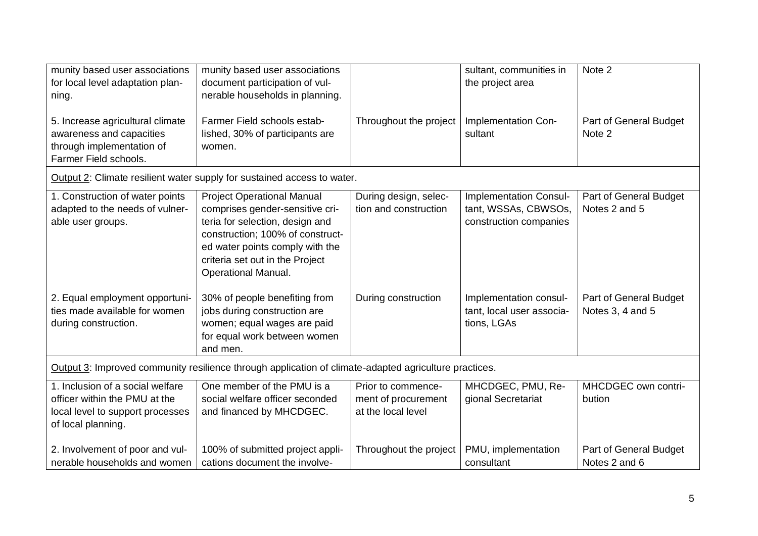| | | | | |
|---|---|---|---|---|
| munity based user associations for local level adaptation planning. | munity based user associations document participation of vulnerable households in planning. | | sultant, communities in the project area | Note 2 |
| 5. Increase agricultural climate awareness and capacities through implementation of Farmer Field schools. | Farmer Field schools established, 30% of participants are women. | Throughout the project | Implementation Consultant | Part of General Budget Note 2 |
| Output 2: Climate resilient water supply for sustained access to water. | | | | |
| 1. Construction of water points adapted to the needs of vulnerable user groups. | Project Operational Manual comprises gender-sensitive criteria for selection, design and construction; 100% of constructed water points comply with the criteria set out in the Project Operational Manual. | During design, selection and construction | Implementation Consultant, WSSAs, CBWSOs, construction companies | Part of General Budget Notes 2 and 5 |
| 2. Equal employment opportunities made available for women during construction. | 30% of people benefiting from jobs during construction are women; equal wages are paid for equal work between women and men. | During construction | Implementation consultant, local user associations, LGAs | Part of General Budget Notes 3, 4 and 5 |
| Output 3: Improved community resilience through application of climate-adapted agriculture practices. | | | | |
| 1. Inclusion of a social welfare officer within the PMU at the local level to support processes of local planning. | One member of the PMU is a social welfare officer seconded and financed by MHCDGEC. | Prior to commencement of procurement at the local level | MHCDGEC, PMU, Regional Secretariat | MHCDGEC own contribution |
| 2. Involvement of poor and vulnerable households and women | 100% of submitted project applications document the involve- | Throughout the project | PMU, implementation consultant | Part of General Budget Notes 2 and 6 |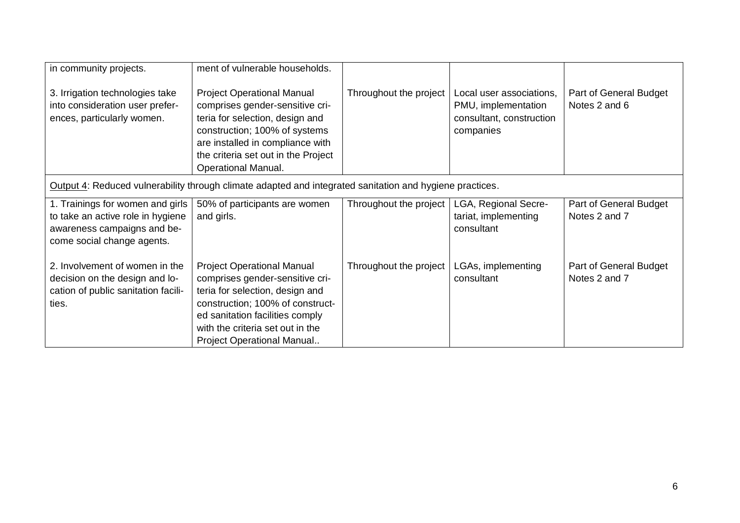| | | | | |
|---|---|---|---|---|
| in community projects. | ment of vulnerable households. | | | |
| 3. Irrigation technologies take into consideration user preferences, particularly women. | Project Operational Manual comprises gender-sensitive criteria for selection, design and construction; 100% of systems are installed in compliance with the criteria set out in the Project Operational Manual. | Throughout the project | Local user associations, PMU, implementation consultant, construction companies | Part of General Budget Notes 2 and 6 |
| Output 4: Reduced vulnerability through climate adapted and integrated sanitation and hygiene practices. | | | | |
| 1. Trainings for women and girls to take an active role in hygiene awareness campaigns and become social change agents. | 50% of participants are women and girls. | Throughout the project | LGA, Regional Secretariat, implementing consultant | Part of General Budget Notes 2 and 7 |
| 2. Involvement of women in the decision on the design and location of public sanitation facilities. | Project Operational Manual comprises gender-sensitive criteria for selection, design and construction; 100% of constructed sanitation facilities comply with the criteria set out in the Project Operational Manual.. | Throughout the project | LGAs, implementing consultant | Part of General Budget Notes 2 and 7 |